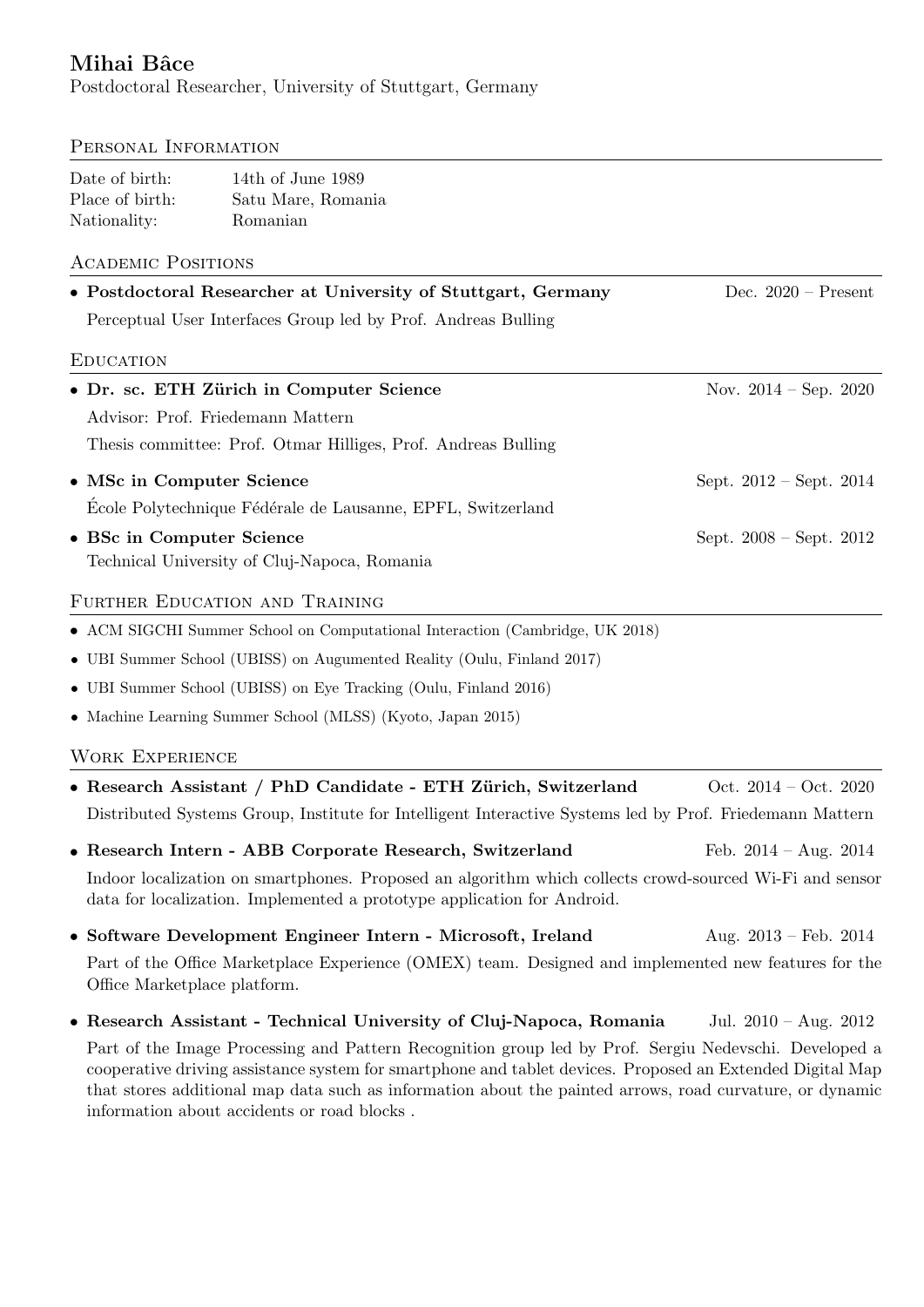# Mihai Bâce

Postdoctoral Researcher, University of Stuttgart, Germany

## Personal Information

| | |
|---|---|
| Date of birth: | 14th of June 1989 |
| Place of birth: | Satu Mare, Romania |
| Nationality: | Romanian |

## Academic Positions

- **Postdoctoral Researcher at University of Stuttgart, Germany** — Dec. 2020 – Present

  Perceptual User Interfaces Group led by Prof. Andreas Bulling

## Education

- **Dr. sc. ETH Zürich in Computer Science** — Nov. 2014 – Sep. 2020

  Advisor: Prof. Friedemann Mattern

  Thesis committee: Prof. Otmar Hilliges, Prof. Andreas Bulling

- **MSc in Computer Science** — Sept. 2012 – Sept. 2014

  École Polytechnique Fédérale de Lausanne, EPFL, Switzerland

- **BSc in Computer Science** — Sept. 2008 – Sept. 2012

  Technical University of Cluj-Napoca, Romania

## Further Education and Training

- ACM SIGCHI Summer School on Computational Interaction (Cambridge, UK 2018)
- UBI Summer School (UBISS) on Augumented Reality (Oulu, Finland 2017)
- UBI Summer School (UBISS) on Eye Tracking (Oulu, Finland 2016)
- Machine Learning Summer School (MLSS) (Kyoto, Japan 2015)

## Work Experience

- **Research Assistant / PhD Candidate - ETH Zürich, Switzerland** — Oct. 2014 – Oct. 2020

  Distributed Systems Group, Institute for Intelligent Interactive Systems led by Prof. Friedemann Mattern

- **Research Intern - ABB Corporate Research, Switzerland** — Feb. 2014 – Aug. 2014

  Indoor localization on smartphones. Proposed an algorithm which collects crowd-sourced Wi-Fi and sensor data for localization. Implemented a prototype application for Android.

- **Software Development Engineer Intern - Microsoft, Ireland** — Aug. 2013 – Feb. 2014

  Part of the Office Marketplace Experience (OMEX) team. Designed and implemented new features for the Office Marketplace platform.

- **Research Assistant - Technical University of Cluj-Napoca, Romania** — Jul. 2010 – Aug. 2012

  Part of the Image Processing and Pattern Recognition group led by Prof. Sergiu Nedevschi. Developed a cooperative driving assistance system for smartphone and tablet devices. Proposed an Extended Digital Map that stores additional map data such as information about the painted arrows, road curvature, or dynamic information about accidents or road blocks .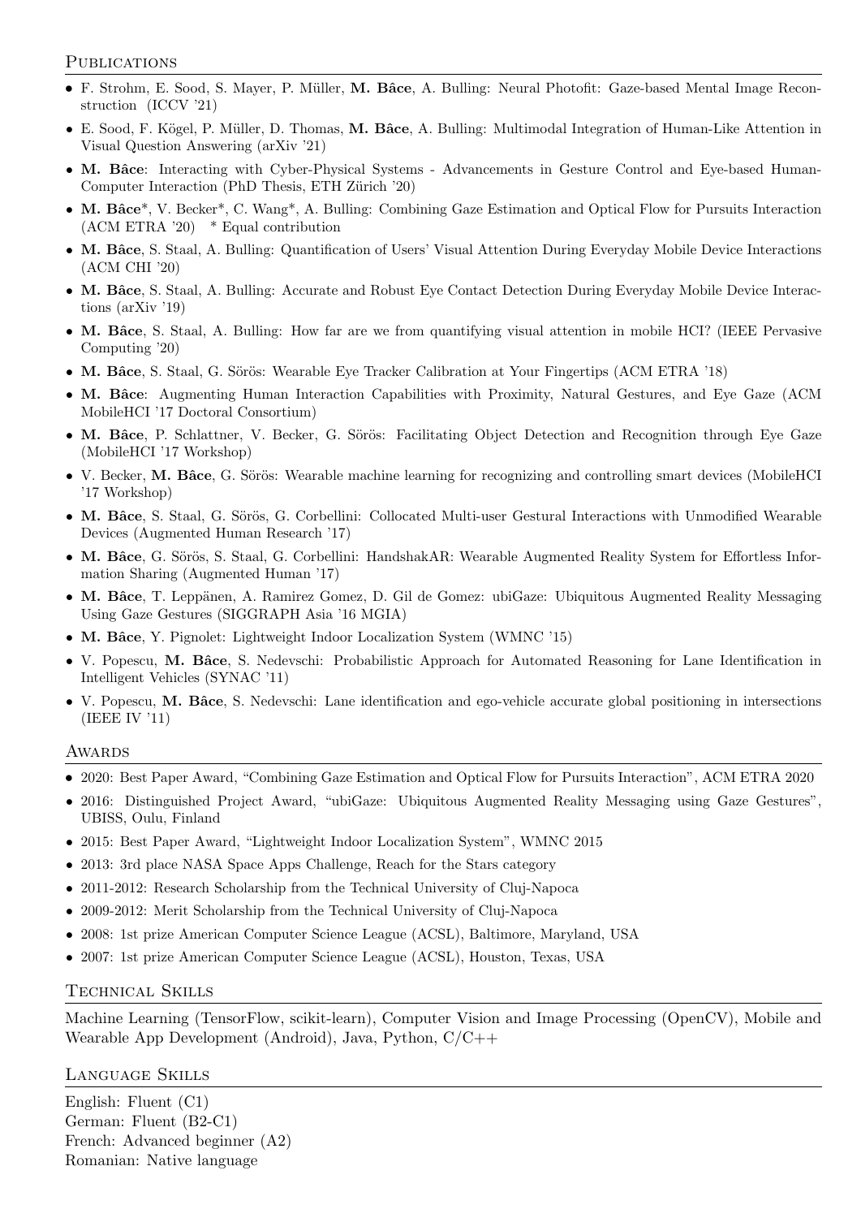## Publications

- F. Strohm, E. Sood, S. Mayer, P. Müller, **M. Bâce**, A. Bulling: Neural Photofit: Gaze-based Mental Image Reconstruction (ICCV '21)
- E. Sood, F. Kögel, P. Müller, D. Thomas, **M. Bâce**, A. Bulling: Multimodal Integration of Human-Like Attention in Visual Question Answering (arXiv '21)
- **M. Bâce**: Interacting with Cyber-Physical Systems - Advancements in Gesture Control and Eye-based Human-Computer Interaction (PhD Thesis, ETH Zürich '20)
- **M. Bâce***, V. Becker*, C. Wang*, A. Bulling: Combining Gaze Estimation and Optical Flow for Pursuits Interaction (ACM ETRA '20) * Equal contribution
- **M. Bâce**, S. Staal, A. Bulling: Quantification of Users' Visual Attention During Everyday Mobile Device Interactions (ACM CHI '20)
- **M. Bâce**, S. Staal, A. Bulling: Accurate and Robust Eye Contact Detection During Everyday Mobile Device Interactions (arXiv '19)
- **M. Bâce**, S. Staal, A. Bulling: How far are we from quantifying visual attention in mobile HCI? (IEEE Pervasive Computing '20)
- **M. Bâce**, S. Staal, G. Sörös: Wearable Eye Tracker Calibration at Your Fingertips (ACM ETRA '18)
- **M. Bâce**: Augmenting Human Interaction Capabilities with Proximity, Natural Gestures, and Eye Gaze (ACM MobileHCI '17 Doctoral Consortium)
- **M. Bâce**, P. Schlattner, V. Becker, G. Sörös: Facilitating Object Detection and Recognition through Eye Gaze (MobileHCI '17 Workshop)
- V. Becker, **M. Bâce**, G. Sörös: Wearable machine learning for recognizing and controlling smart devices (MobileHCI '17 Workshop)
- **M. Bâce**, S. Staal, G. Sörös, G. Corbellini: Collocated Multi-user Gestural Interactions with Unmodified Wearable Devices (Augmented Human Research '17)
- **M. Bâce**, G. Sörös, S. Staal, G. Corbellini: HandshakAR: Wearable Augmented Reality System for Effortless Information Sharing (Augmented Human '17)
- **M. Bâce**, T. Leppänen, A. Ramirez Gomez, D. Gil de Gomez: ubiGaze: Ubiquitous Augmented Reality Messaging Using Gaze Gestures (SIGGRAPH Asia '16 MGIA)
- **M. Bâce**, Y. Pignolet: Lightweight Indoor Localization System (WMNC '15)
- V. Popescu, **M. Bâce**, S. Nedevschi: Probabilistic Approach for Automated Reasoning for Lane Identification in Intelligent Vehicles (SYNAC '11)
- V. Popescu, **M. Bâce**, S. Nedevschi: Lane identification and ego-vehicle accurate global positioning in intersections (IEEE IV '11)

## Awards

- 2020: Best Paper Award, "Combining Gaze Estimation and Optical Flow for Pursuits Interaction", ACM ETRA 2020
- 2016: Distinguished Project Award, "ubiGaze: Ubiquitous Augmented Reality Messaging using Gaze Gestures", UBISS, Oulu, Finland
- 2015: Best Paper Award, "Lightweight Indoor Localization System", WMNC 2015
- 2013: 3rd place NASA Space Apps Challenge, Reach for the Stars category
- 2011-2012: Research Scholarship from the Technical University of Cluj-Napoca
- 2009-2012: Merit Scholarship from the Technical University of Cluj-Napoca
- 2008: 1st prize American Computer Science League (ACSL), Baltimore, Maryland, USA
- 2007: 1st prize American Computer Science League (ACSL), Houston, Texas, USA

## Technical Skills

Machine Learning (TensorFlow, scikit-learn), Computer Vision and Image Processing (OpenCV), Mobile and Wearable App Development (Android), Java, Python, C/C++

## Language Skills

English: Fluent (C1)
German: Fluent (B2-C1)
French: Advanced beginner (A2)
Romanian: Native language